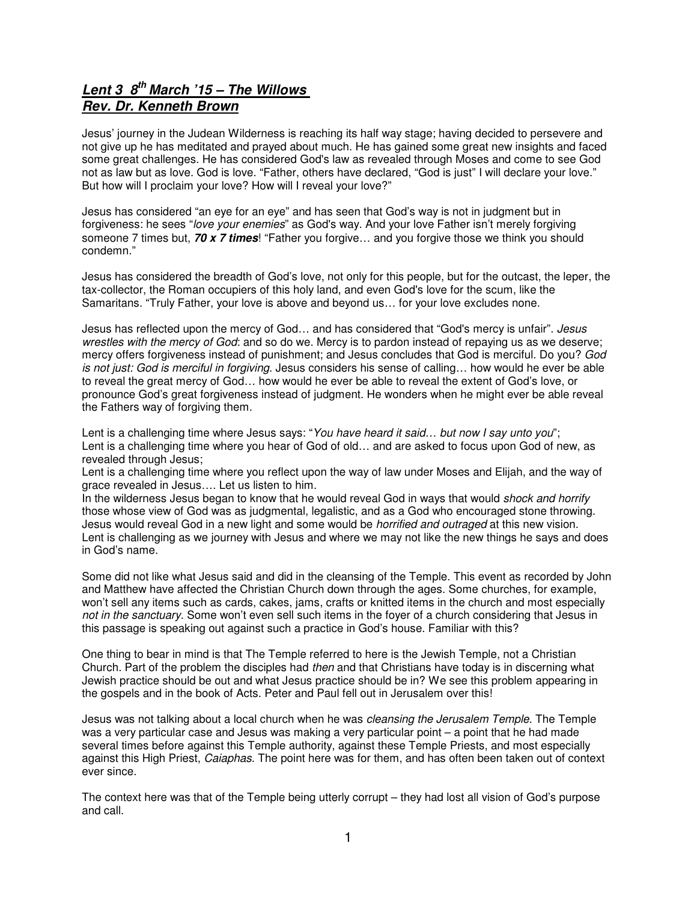# ***Lent 3 8th March '15 – The Willows***
# ***Rev. Dr. Kenneth Brown***

Jesus' journey in the Judean Wilderness is reaching its half way stage; having decided to persevere and not give up he has meditated and prayed about much. He has gained some great new insights and faced some great challenges. He has considered God's law as revealed through Moses and come to see God not as law but as love. God is love. "Father, others have declared, "God is just" I will declare your love." But how will I proclaim your love? How will I reveal your love?"

Jesus has considered "an eye for an eye" and has seen that God's way is not in judgment but in forgiveness: he sees "*love your enemies*" as God's way. And your love Father isn't merely forgiving someone 7 times but, ***70 x 7 times***! "Father you forgive… and you forgive those we think you should condemn."

Jesus has considered the breadth of God's love, not only for this people, but for the outcast, the leper, the tax-collector, the Roman occupiers of this holy land, and even God's love for the scum, like the Samaritans. "Truly Father, your love is above and beyond us… for your love excludes none.

Jesus has reflected upon the mercy of God… and has considered that "God's mercy is unfair". *Jesus wrestles with the mercy of God*: and so do we. Mercy is to pardon instead of repaying us as we deserve; mercy offers forgiveness instead of punishment; and Jesus concludes that God is merciful. Do you? *God is not just: God is merciful in forgiving*. Jesus considers his sense of calling… how would he ever be able to reveal the great mercy of God… how would he ever be able to reveal the extent of God's love, or pronounce God's great forgiveness instead of judgment. He wonders when he might ever be able reveal the Fathers way of forgiving them.

Lent is a challenging time where Jesus says: "*You have heard it said… but now I say unto you*";
Lent is a challenging time where you hear of God of old… and are asked to focus upon God of new, as revealed through Jesus;
Lent is a challenging time where you reflect upon the way of law under Moses and Elijah, and the way of grace revealed in Jesus…. Let us listen to him.
In the wilderness Jesus began to know that he would reveal God in ways that would *shock and horrify* those whose view of God was as judgmental, legalistic, and as a God who encouraged stone throwing. Jesus would reveal God in a new light and some would be *horrified and outraged* at this new vision. Lent is challenging as we journey with Jesus and where we may not like the new things he says and does in God's name.

Some did not like what Jesus said and did in the cleansing of the Temple. This event as recorded by John and Matthew have affected the Christian Church down through the ages. Some churches, for example, won't sell any items such as cards, cakes, jams, crafts or knitted items in the church and most especially *not in the sanctuary*. Some won't even sell such items in the foyer of a church considering that Jesus in this passage is speaking out against such a practice in God's house. Familiar with this?

One thing to bear in mind is that The Temple referred to here is the Jewish Temple, not a Christian Church. Part of the problem the disciples had *then* and that Christians have today is in discerning what Jewish practice should be out and what Jesus practice should be in? We see this problem appearing in the gospels and in the book of Acts. Peter and Paul fell out in Jerusalem over this!

Jesus was not talking about a local church when he was *cleansing the Jerusalem Temple*. The Temple was a very particular case and Jesus was making a very particular point – a point that he had made several times before against this Temple authority, against these Temple Priests, and most especially against this High Priest, *Caiaphas*. The point here was for them, and has often been taken out of context ever since.

The context here was that of the Temple being utterly corrupt – they had lost all vision of God's purpose and call.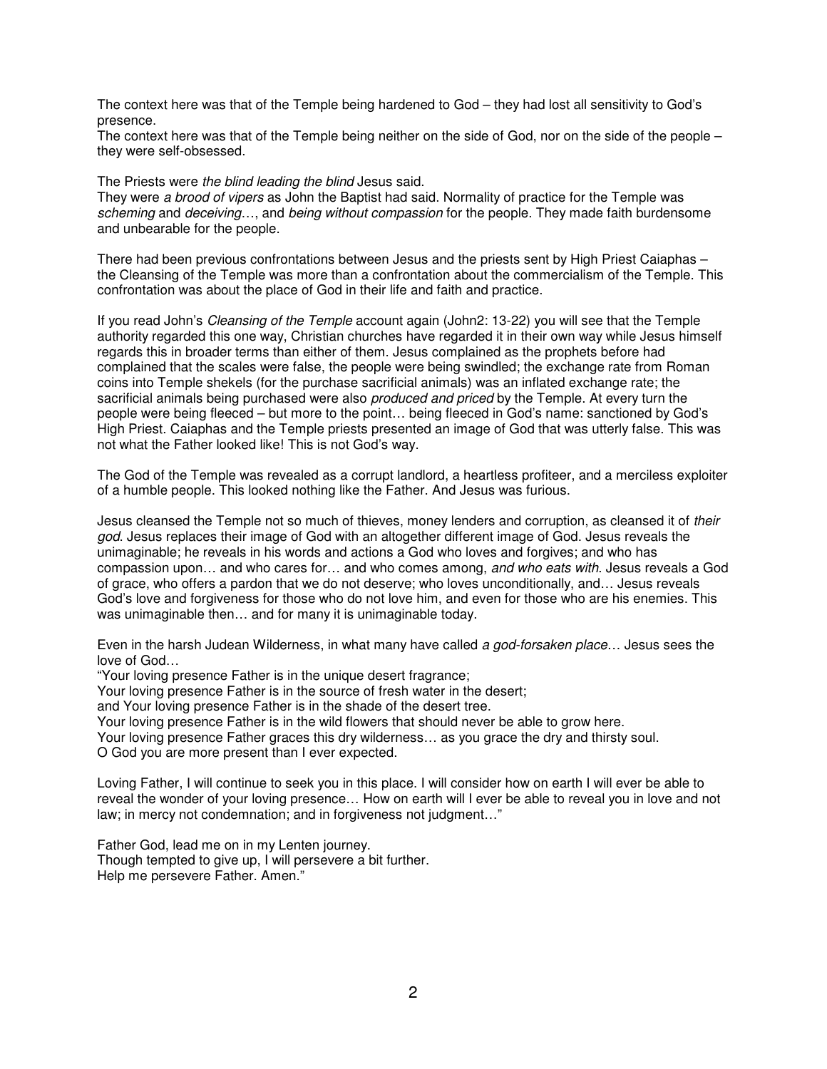The context here was that of the Temple being hardened to God – they had lost all sensitivity to God's presence.
The context here was that of the Temple being neither on the side of God, nor on the side of the people – they were self-obsessed.

The Priests were *the blind leading the blind* Jesus said.
They were *a brood of vipers* as John the Baptist had said. Normality of practice for the Temple was *scheming* and *deceiving*…, and *being without compassion* for the people. They made faith burdensome and unbearable for the people.

There had been previous confrontations between Jesus and the priests sent by High Priest Caiaphas – the Cleansing of the Temple was more than a confrontation about the commercialism of the Temple. This confrontation was about the place of God in their life and faith and practice.

If you read John's *Cleansing of the Temple* account again (John2: 13-22) you will see that the Temple authority regarded this one way, Christian churches have regarded it in their own way while Jesus himself regards this in broader terms than either of them. Jesus complained as the prophets before had complained that the scales were false, the people were being swindled; the exchange rate from Roman coins into Temple shekels (for the purchase sacrificial animals) was an inflated exchange rate; the sacrificial animals being purchased were also *produced and priced* by the Temple. At every turn the people were being fleeced – but more to the point… being fleeced in God's name: sanctioned by God's High Priest. Caiaphas and the Temple priests presented an image of God that was utterly false. This was not what the Father looked like! This is not God's way.

The God of the Temple was revealed as a corrupt landlord, a heartless profiteer, and a merciless exploiter of a humble people. This looked nothing like the Father. And Jesus was furious.

Jesus cleansed the Temple not so much of thieves, money lenders and corruption, as cleansed it of *their god*. Jesus replaces their image of God with an altogether different image of God. Jesus reveals the unimaginable; he reveals in his words and actions a God who loves and forgives; and who has compassion upon… and who cares for… and who comes among, *and who eats with*. Jesus reveals a God of grace, who offers a pardon that we do not deserve; who loves unconditionally, and… Jesus reveals God's love and forgiveness for those who do not love him, and even for those who are his enemies. This was unimaginable then… and for many it is unimaginable today.

Even in the harsh Judean Wilderness, in what many have called *a god-forsaken place*… Jesus sees the love of God…
"Your loving presence Father is in the unique desert fragrance;
Your loving presence Father is in the source of fresh water in the desert;
and Your loving presence Father is in the shade of the desert tree.
Your loving presence Father is in the wild flowers that should never be able to grow here.
Your loving presence Father graces this dry wilderness… as you grace the dry and thirsty soul.
O God you are more present than I ever expected.

Loving Father, I will continue to seek you in this place. I will consider how on earth I will ever be able to reveal the wonder of your loving presence… How on earth will I ever be able to reveal you in love and not law; in mercy not condemnation; and in forgiveness not judgment…"

Father God, lead me on in my Lenten journey.
Though tempted to give up, I will persevere a bit further.
Help me persevere Father. Amen."